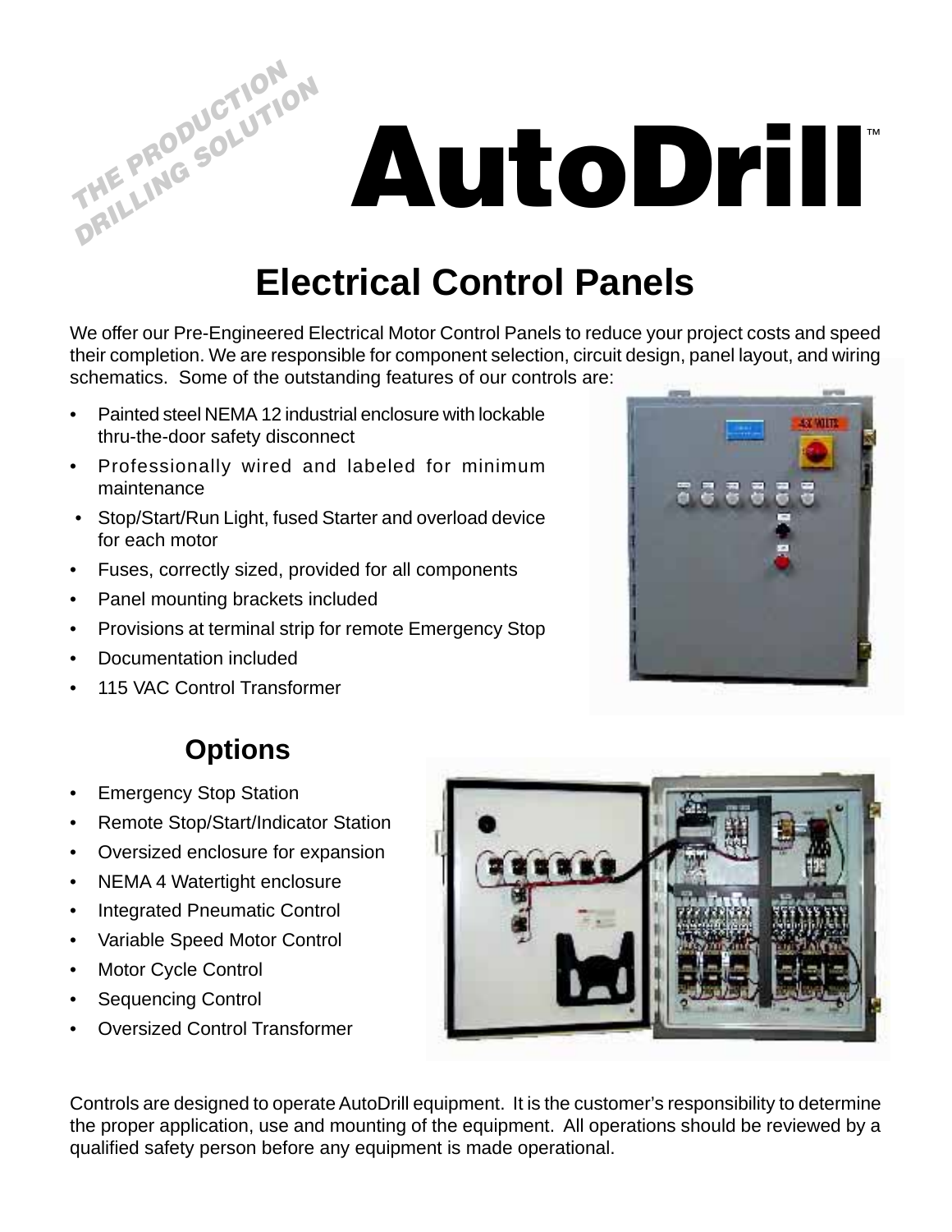THE PRODUCTION DRILLING SOLUTION

# AutoDrill™

## Electrical Control Panels

We offer our Pre-Engineered Electrical Motor Control Panels to reduce your project costs and speed their completion. We are responsible for component selection, circuit design, panel layout, and wiring schematics. Some of the outstanding features of our controls are:

- Painted steel NEMA 12 industrial enclosure with lockable thru-the-door safety disconnect
- Professionally wired and labeled for minimum maintenance
- Stop/Start/Run Light, fused Starter and overload device for each motor
- Fuses, correctly sized, provided for all components
- Panel mounting brackets included
- Provisions at terminal strip for remote Emergency Stop
- Documentation included
- 115 VAC Control Transformer

### Options

- Emergency Stop Station
- Remote Stop/Start/Indicator Station
- Oversized enclosure for expansion
- NEMA 4 Watertight enclosure
- Integrated Pneumatic Control
- Variable Speed Motor Control
- Motor Cycle Control
- Sequencing Control
- Oversized Control Transformer

Controls are designed to operate AutoDrill equipment. It is the customer's responsibility to determine the proper application, use and mounting of the equipment. All operations should be reviewed by a qualified safety person before any equipment is made operational.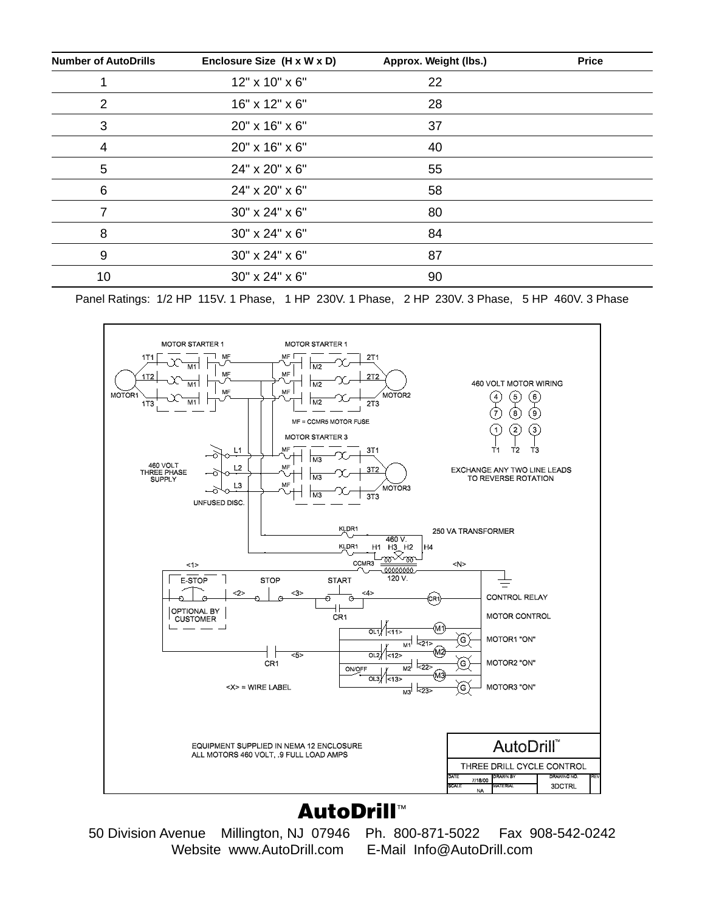| Number of AutoDrills | Enclosure Size (H x W x D) | Approx. Weight (lbs.) | Price |
|---|---|---|---|
| 1 | 12" x 10" x 6" | 22 | |
| 2 | 16" x 12" x 6" | 28 | |
| 3 | 20" x 16" x 6" | 37 | |
| 4 | 20" x 16" x 6" | 40 | |
| 5 | 24" x 20" x 6" | 55 | |
| 6 | 24" x 20" x 6" | 58 | |
| 7 | 30" x 24" x 6" | 80 | |
| 8 | 30" x 24" x 6" | 84 | |
| 9 | 30" x 24" x 6" | 87 | |
| 10 | 30" x 24" x 6" | 90 | |

Panel Ratings: 1/2 HP 115V. 1 Phase, 1 HP 230V. 1 Phase, 2 HP 230V. 3 Phase, 5 HP 460V. 3 Phase

MOTOR STARTER 1
MOTOR STARTER 1
1T1 MF M1
1T2 MF M1
1T3 MF M1
MOTOR1
MF M2 2T1
MF M2 2T2
MF M2 2T3
MOTOR2
MF = CCMR5 MOTOR FUSE
MOTOR STARTER 3
MF M3 3T1
MF M3 3T2
MF M3 3T3
MOTOR3
460 VOLT THREE PHASE SUPPLY
L1
L2
L3
UNFUSED DISC.
460 VOLT MOTOR WIRING
4 5 6
7 8 9
1 2 3
T1 T2 T3
EXCHANGE ANY TWO LINE LEADS TO REVERSE ROTATION
KLDR1
KLDR1
250 VA TRANSFORMER
460 V.
H1 H3 H2 H4
CCMR3
120 V.
<1>
<N>
E-STOP
STOP
START
<2>
<3>
<4>
CR1
CONTROL RELAY
OPTIONAL BY CUSTOMER
CR1
MOTOR CONTROL
OL1 <11> M1
M1 <21> G
MOTOR1 "ON"
CR1 <5>
OL2 <12> M2
ON/OFF
M2 <22> G
MOTOR2 "ON"
OL3 <13> M3
M3 <23> G
MOTOR3 "ON"
<X> = WIRE LABEL

EQUIPMENT SUPPLIED IN NEMA 12 ENCLOSURE
ALL MOTORS 460 VOLT, .9 FULL LOAD AMPS

AutoDrill™
THREE DRILL CYCLE CONTROL
DATE 7/18/00 DRAWN BY DRAWING NO. 3DCTRL REV
SCALE NA MATERIAL

**AutoDrill™**

50 Division Avenue Millington, NJ 07946 Ph. 800-871-5022 Fax 908-542-0242
Website www.AutoDrill.com E-Mail Info@AutoDrill.com